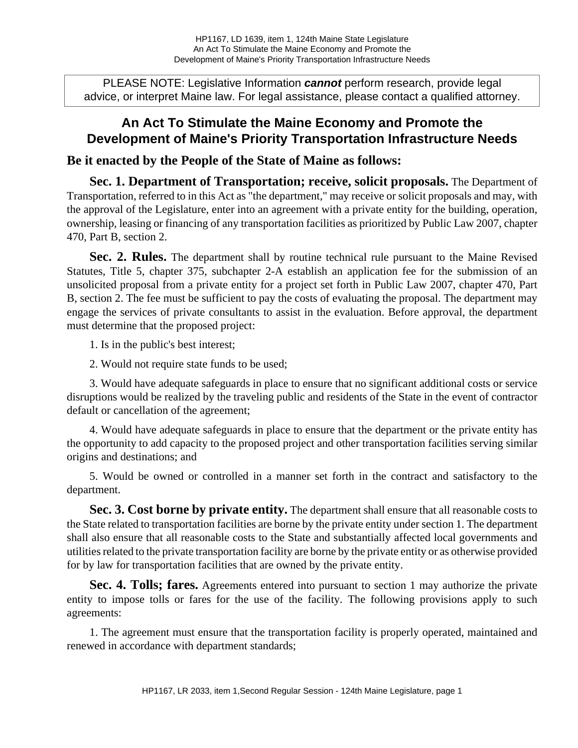PLEASE NOTE: Legislative Information ***cannot*** perform research, provide legal advice, or interpret Maine law. For legal assistance, please contact a qualified attorney.

# An Act To Stimulate the Maine Economy and Promote the Development of Maine's Priority Transportation Infrastructure Needs

**Be it enacted by the People of the State of Maine as follows:**

**Sec. 1. Department of Transportation; receive, solicit proposals.** The Department of Transportation, referred to in this Act as "the department," may receive or solicit proposals and may, with the approval of the Legislature, enter into an agreement with a private entity for the building, operation, ownership, leasing or financing of any transportation facilities as prioritized by Public Law 2007, chapter 470, Part B, section 2.

**Sec. 2. Rules.** The department shall by routine technical rule pursuant to the Maine Revised Statutes, Title 5, chapter 375, subchapter 2-A establish an application fee for the submission of an unsolicited proposal from a private entity for a project set forth in Public Law 2007, chapter 470, Part B, section 2. The fee must be sufficient to pay the costs of evaluating the proposal. The department may engage the services of private consultants to assist in the evaluation. Before approval, the department must determine that the proposed project:

1. Is in the public's best interest;

2. Would not require state funds to be used;

3. Would have adequate safeguards in place to ensure that no significant additional costs or service disruptions would be realized by the traveling public and residents of the State in the event of contractor default or cancellation of the agreement;

4. Would have adequate safeguards in place to ensure that the department or the private entity has the opportunity to add capacity to the proposed project and other transportation facilities serving similar origins and destinations; and

5. Would be owned or controlled in a manner set forth in the contract and satisfactory to the department.

**Sec. 3. Cost borne by private entity.** The department shall ensure that all reasonable costs to the State related to transportation facilities are borne by the private entity under section 1. The department shall also ensure that all reasonable costs to the State and substantially affected local governments and utilities related to the private transportation facility are borne by the private entity or as otherwise provided for by law for transportation facilities that are owned by the private entity.

**Sec. 4. Tolls; fares.** Agreements entered into pursuant to section 1 may authorize the private entity to impose tolls or fares for the use of the facility. The following provisions apply to such agreements:

1. The agreement must ensure that the transportation facility is properly operated, maintained and renewed in accordance with department standards;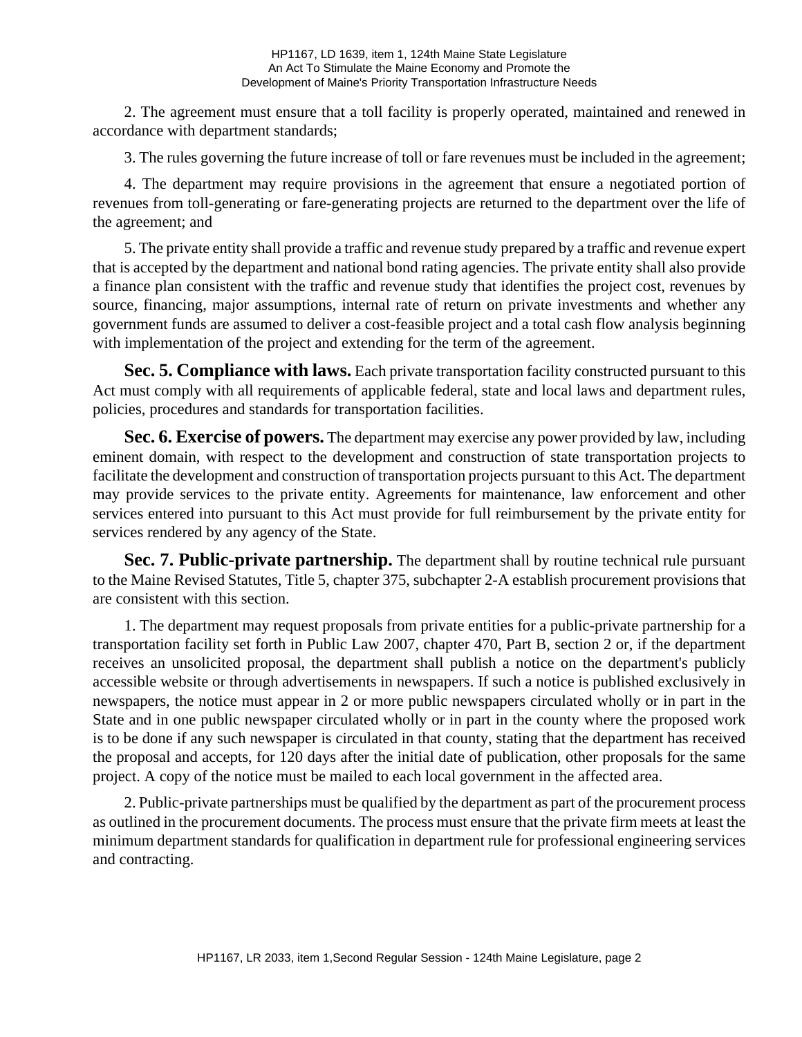2. The agreement must ensure that a toll facility is properly operated, maintained and renewed in accordance with department standards;

3. The rules governing the future increase of toll or fare revenues must be included in the agreement;

4. The department may require provisions in the agreement that ensure a negotiated portion of revenues from toll-generating or fare-generating projects are returned to the department over the life of the agreement; and

5. The private entity shall provide a traffic and revenue study prepared by a traffic and revenue expert that is accepted by the department and national bond rating agencies. The private entity shall also provide a finance plan consistent with the traffic and revenue study that identifies the project cost, revenues by source, financing, major assumptions, internal rate of return on private investments and whether any government funds are assumed to deliver a cost-feasible project and a total cash flow analysis beginning with implementation of the project and extending for the term of the agreement.

**Sec. 5. Compliance with laws.** Each private transportation facility constructed pursuant to this Act must comply with all requirements of applicable federal, state and local laws and department rules, policies, procedures and standards for transportation facilities.

**Sec. 6. Exercise of powers.** The department may exercise any power provided by law, including eminent domain, with respect to the development and construction of state transportation projects to facilitate the development and construction of transportation projects pursuant to this Act. The department may provide services to the private entity. Agreements for maintenance, law enforcement and other services entered into pursuant to this Act must provide for full reimbursement by the private entity for services rendered by any agency of the State.

**Sec. 7. Public-private partnership.** The department shall by routine technical rule pursuant to the Maine Revised Statutes, Title 5, chapter 375, subchapter 2-A establish procurement provisions that are consistent with this section.

1. The department may request proposals from private entities for a public-private partnership for a transportation facility set forth in Public Law 2007, chapter 470, Part B, section 2 or, if the department receives an unsolicited proposal, the department shall publish a notice on the department's publicly accessible website or through advertisements in newspapers. If such a notice is published exclusively in newspapers, the notice must appear in 2 or more public newspapers circulated wholly or in part in the State and in one public newspaper circulated wholly or in part in the county where the proposed work is to be done if any such newspaper is circulated in that county, stating that the department has received the proposal and accepts, for 120 days after the initial date of publication, other proposals for the same project. A copy of the notice must be mailed to each local government in the affected area.

2. Public-private partnerships must be qualified by the department as part of the procurement process as outlined in the procurement documents. The process must ensure that the private firm meets at least the minimum department standards for qualification in department rule for professional engineering services and contracting.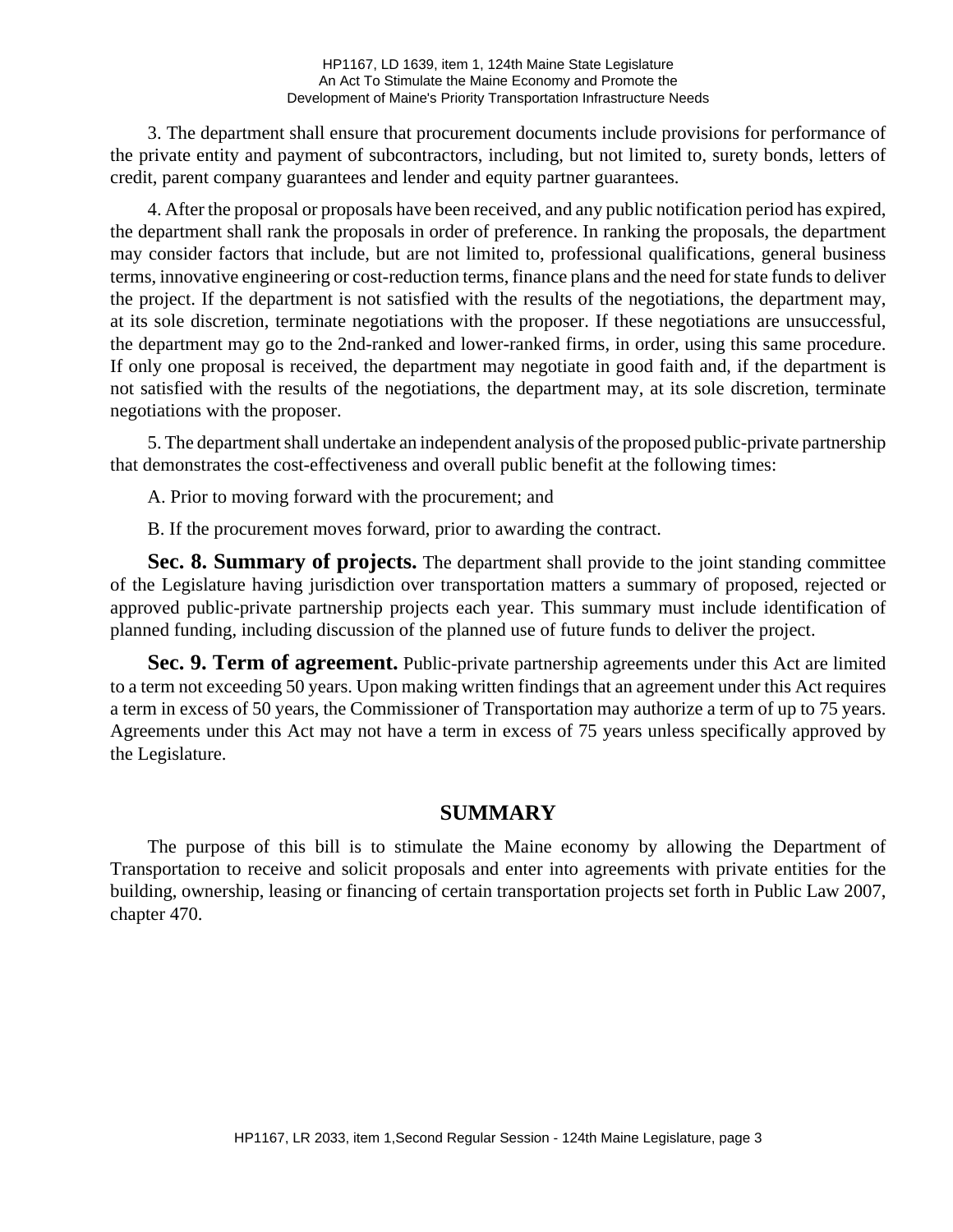3. The department shall ensure that procurement documents include provisions for performance of the private entity and payment of subcontractors, including, but not limited to, surety bonds, letters of credit, parent company guarantees and lender and equity partner guarantees.

4. After the proposal or proposals have been received, and any public notification period has expired, the department shall rank the proposals in order of preference. In ranking the proposals, the department may consider factors that include, but are not limited to, professional qualifications, general business terms, innovative engineering or cost-reduction terms, finance plans and the need for state funds to deliver the project. If the department is not satisfied with the results of the negotiations, the department may, at its sole discretion, terminate negotiations with the proposer. If these negotiations are unsuccessful, the department may go to the 2nd-ranked and lower-ranked firms, in order, using this same procedure. If only one proposal is received, the department may negotiate in good faith and, if the department is not satisfied with the results of the negotiations, the department may, at its sole discretion, terminate negotiations with the proposer.

5. The department shall undertake an independent analysis of the proposed public-private partnership that demonstrates the cost-effectiveness and overall public benefit at the following times:

A. Prior to moving forward with the procurement; and

B. If the procurement moves forward, prior to awarding the contract.

**Sec. 8. Summary of projects.** The department shall provide to the joint standing committee of the Legislature having jurisdiction over transportation matters a summary of proposed, rejected or approved public-private partnership projects each year. This summary must include identification of planned funding, including discussion of the planned use of future funds to deliver the project.

**Sec. 9. Term of agreement.** Public-private partnership agreements under this Act are limited to a term not exceeding 50 years. Upon making written findings that an agreement under this Act requires a term in excess of 50 years, the Commissioner of Transportation may authorize a term of up to 75 years. Agreements under this Act may not have a term in excess of 75 years unless specifically approved by the Legislature.

## SUMMARY

The purpose of this bill is to stimulate the Maine economy by allowing the Department of Transportation to receive and solicit proposals and enter into agreements with private entities for the building, ownership, leasing or financing of certain transportation projects set forth in Public Law 2007, chapter 470.